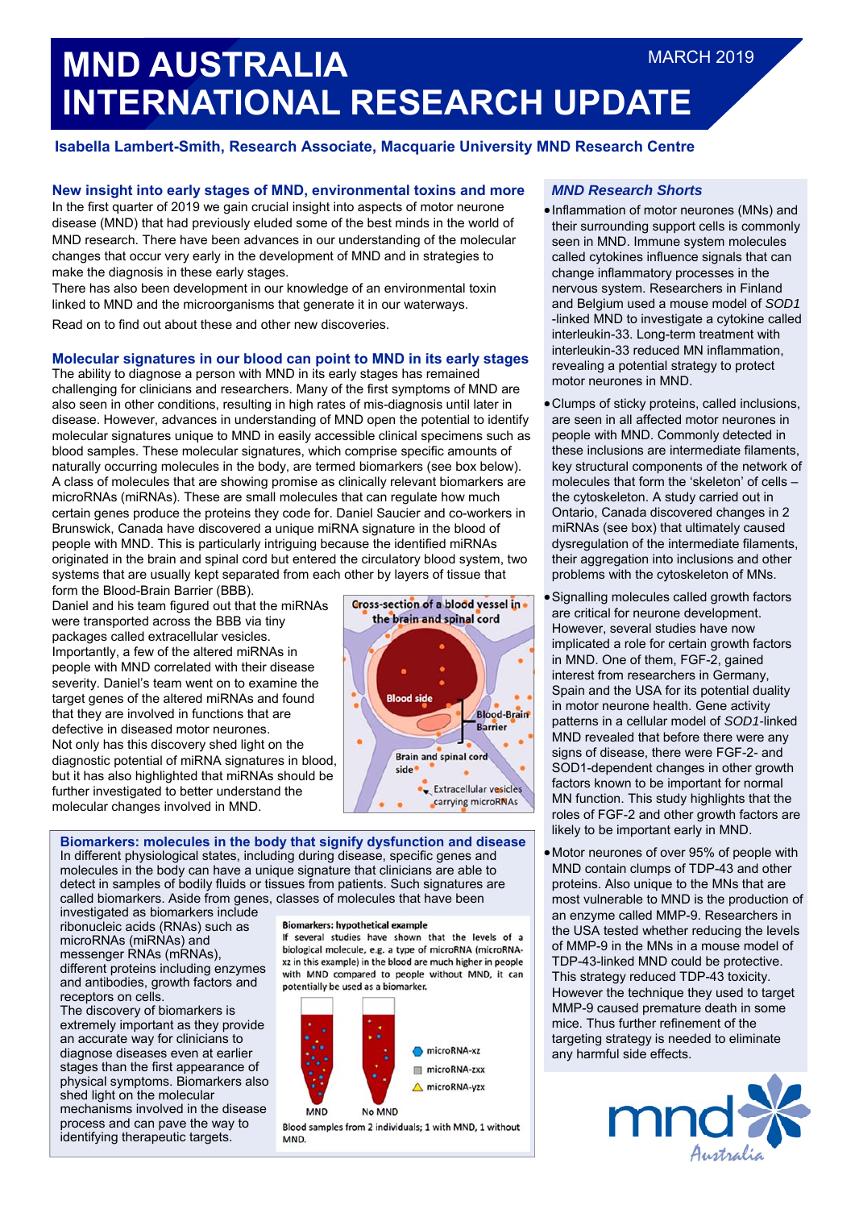# MND AUSTRALIA INTERNATIONAL RESEARCH UPDATE

MARCH 2019

**Isabella Lambert-Smith, Research Associate, Macquarie University MND Research Centre**

## New insight into early stages of MND, environmental toxins and more

In the first quarter of 2019 we gain crucial insight into aspects of motor neurone disease (MND) that had previously eluded some of the best minds in the world of MND research. There have been advances in our understanding of the molecular changes that occur very early in the development of MND and in strategies to make the diagnosis in these early stages.

There has also been development in our knowledge of an environmental toxin linked to MND and the microorganisms that generate it in our waterways.

Read on to find out about these and other new discoveries.

## Molecular signatures in our blood can point to MND in its early stages

The ability to diagnose a person with MND in its early stages has remained challenging for clinicians and researchers. Many of the first symptoms of MND are also seen in other conditions, resulting in high rates of mis-diagnosis until later in disease. However, advances in understanding of MND open the potential to identify molecular signatures unique to MND in easily accessible clinical specimens such as blood samples. These molecular signatures, which comprise specific amounts of naturally occurring molecules in the body, are termed biomarkers (see box below). A class of molecules that are showing promise as clinically relevant biomarkers are microRNAs (miRNAs). These are small molecules that can regulate how much certain genes produce the proteins they code for. Daniel Saucier and co-workers in Brunswick, Canada have discovered a unique miRNA signature in the blood of people with MND. This is particularly intriguing because the identified miRNAs originated in the brain and spinal cord but entered the circulatory blood system, two systems that are usually kept separated from each other by layers of tissue that form the Blood-Brain Barrier (BBB).

Daniel and his team figured out that the miRNAs were transported across the BBB via tiny packages called extracellular vesicles. Importantly, a few of the altered miRNAs in people with MND correlated with their disease severity. Daniel's team went on to examine the target genes of the altered miRNAs and found that they are involved in functions that are defective in diseased motor neurones.

Not only has this discovery shed light on the diagnostic potential of miRNA signatures in blood, but it has also highlighted that miRNAs should be further investigated to better understand the molecular changes involved in MND.

Cross-section of a blood vessel in the brain and spinal cord

Blood side — Blood-Brain Barrier — Brain and spinal cord side — Extracellular vesicles carrying microRNAs

## Biomarkers: molecules in the body that signify dysfunction and disease

In different physiological states, including during disease, specific genes and molecules in the body can have a unique signature that clinicians are able to detect in samples of bodily fluids or tissues from patients. Such signatures are called biomarkers. Aside from genes, classes of molecules that have been investigated as biomarkers include ribonucleic acids (RNAs) such as microRNAs (miRNAs) and messenger RNAs (mRNAs), different proteins including enzymes and antibodies, growth factors and receptors on cells.

The discovery of biomarkers is extremely important as they provide an accurate way for clinicians to diagnose diseases even at earlier stages than the first appearance of physical symptoms. Biomarkers also shed light on the molecular mechanisms involved in the disease process and can pave the way to identifying therapeutic targets.

**Biomarkers: hypothetical example**

If several studies have shown that the levels of a biological molecule, e.g. a type of microRNA (microRNA-xz in this example) in the blood are much higher in people with MND compared to people without MND, it can potentially be used as a biomarker.

microRNA-xz · microRNA-zxx · microRNA-yzx

MND · No MND

Blood samples from 2 individuals; 1 with MND, 1 without MND.

## *MND Research Shorts*

- Inflammation of motor neurones (MNs) and their surrounding support cells is commonly seen in MND. Immune system molecules called cytokines influence signals that can change inflammatory processes in the nervous system. Researchers in Finland and Belgium used a mouse model of *SOD1*-linked MND to investigate a cytokine called interleukin-33. Long-term treatment with interleukin-33 reduced MN inflammation, revealing a potential strategy to protect motor neurones in MND.
- Clumps of sticky proteins, called inclusions, are seen in all affected motor neurones in people with MND. Commonly detected in these inclusions are intermediate filaments, key structural components of the network of molecules that form the 'skeleton' of cells – the cytoskeleton. A study carried out in Ontario, Canada discovered changes in 2 miRNAs (see box) that ultimately caused dysregulation of the intermediate filaments, their aggregation into inclusions and other problems with the cytoskeleton of MNs.
- Signalling molecules called growth factors are critical for neurone development. However, several studies have now implicated a role for certain growth factors in MND. One of them, FGF-2, gained interest from researchers in Germany, Spain and the USA for its potential duality in motor neurone health. Gene activity patterns in a cellular model of *SOD1*-linked MND revealed that before there were any signs of disease, there were FGF-2- and SOD1-dependent changes in other growth factors known to be important for normal MN function. This study highlights that the roles of FGF-2 and other growth factors are likely to be important early in MND.
- Motor neurones of over 95% of people with MND contain clumps of TDP-43 and other proteins. Also unique to the MNs that are most vulnerable to MND is the production of an enzyme called MMP-9. Researchers in the USA tested whether reducing the levels of MMP-9 in the MNs in a mouse model of TDP-43-linked MND could be protective. This strategy reduced TDP-43 toxicity. However the technique they used to target MMP-9 caused premature death in some mice. Thus further refinement of the targeting strategy is needed to eliminate any harmful side effects.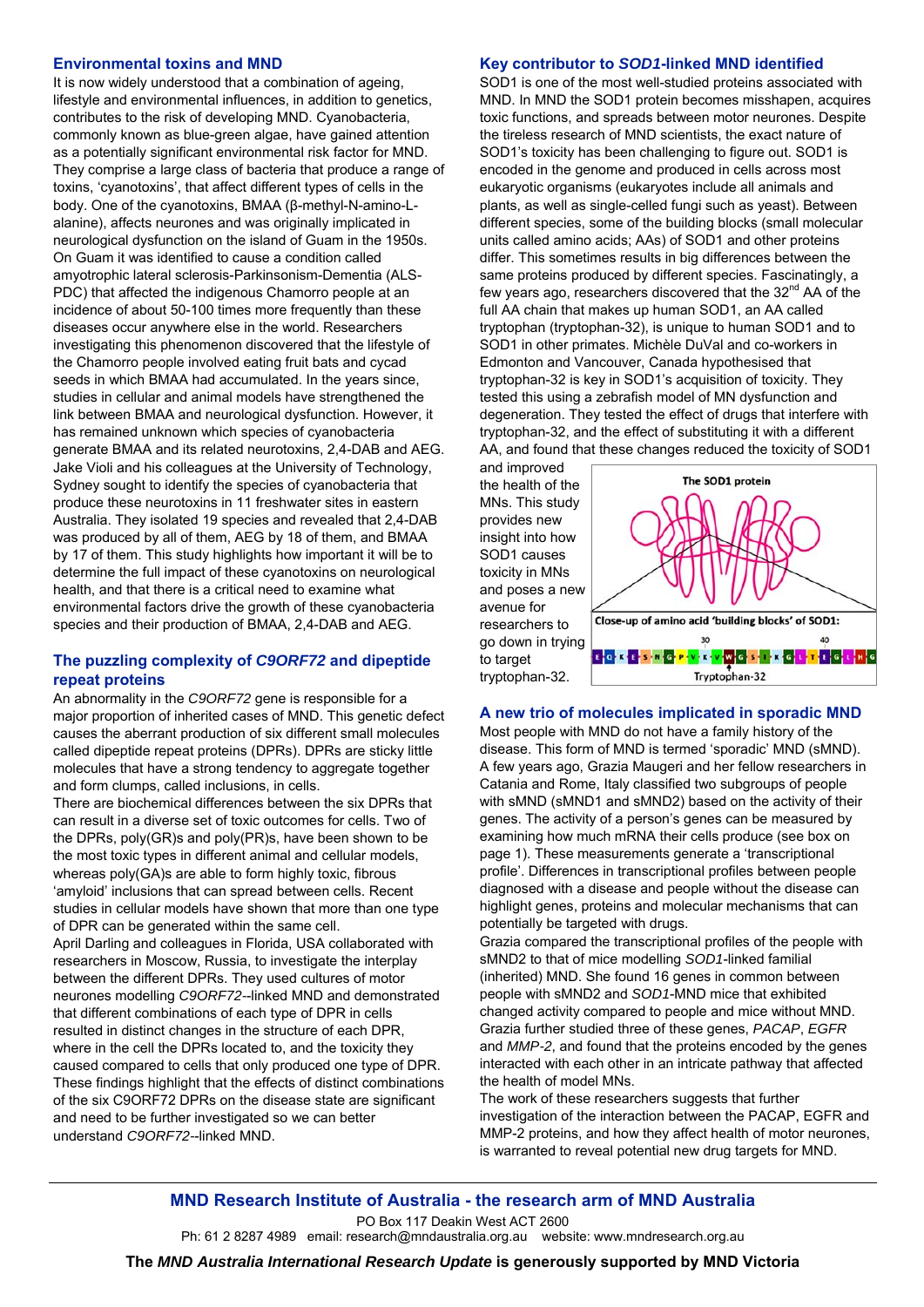## Environmental toxins and MND

It is now widely understood that a combination of ageing, lifestyle and environmental influences, in addition to genetics, contributes to the risk of developing MND. Cyanobacteria, commonly known as blue-green algae, have gained attention as a potentially significant environmental risk factor for MND. They comprise a large class of bacteria that produce a range of toxins, 'cyanotoxins', that affect different types of cells in the body. One of the cyanotoxins, BMAA (β-methyl-N-amino-L-alanine), affects neurones and was originally implicated in neurological dysfunction on the island of Guam in the 1950s. On Guam it was identified to cause a condition called amyotrophic lateral sclerosis-Parkinsonism-Dementia (ALS-PDC) that affected the indigenous Chamorro people at an incidence of about 50-100 times more frequently than these diseases occur anywhere else in the world. Researchers investigating this phenomenon discovered that the lifestyle of the Chamorro people involved eating fruit bats and cycad seeds in which BMAA had accumulated. In the years since, studies in cellular and animal models have strengthened the link between BMAA and neurological dysfunction. However, it has remained unknown which species of cyanobacteria generate BMAA and its related neurotoxins, 2,4-DAB and AEG. Jake Violi and his colleagues at the University of Technology, Sydney sought to identify the species of cyanobacteria that produce these neurotoxins in 11 freshwater sites in eastern Australia. They isolated 19 species and revealed that 2,4-DAB was produced by all of them, AEG by 18 of them, and BMAA by 17 of them. This study highlights how important it will be to determine the full impact of these cyanotoxins on neurological health, and that there is a critical need to examine what environmental factors drive the growth of these cyanobacteria species and their production of BMAA, 2,4-DAB and AEG.

## The puzzling complexity of *C9ORF72* and dipeptide repeat proteins

An abnormality in the *C9ORF72* gene is responsible for a major proportion of inherited cases of MND. This genetic defect causes the aberrant production of six different small molecules called dipeptide repeat proteins (DPRs). DPRs are sticky little molecules that have a strong tendency to aggregate together and form clumps, called inclusions, in cells.

There are biochemical differences between the six DPRs that can result in a diverse set of toxic outcomes for cells. Two of the DPRs, poly(GR)s and poly(PR)s, have been shown to be the most toxic types in different animal and cellular models, whereas poly(GA)s are able to form highly toxic, fibrous 'amyloid' inclusions that can spread between cells. Recent studies in cellular models have shown that more than one type of DPR can be generated within the same cell.

April Darling and colleagues in Florida, USA collaborated with researchers in Moscow, Russia, to investigate the interplay between the different DPRs. They used cultures of motor neurones modelling *C9ORF72*--linked MND and demonstrated that different combinations of each type of DPR in cells resulted in distinct changes in the structure of each DPR, where in the cell the DPRs located to, and the toxicity they caused compared to cells that only produced one type of DPR. These findings highlight that the effects of distinct combinations of the six C9ORF72 DPRs on the disease state are significant and need to be further investigated so we can better understand *C9ORF72*--linked MND.

## Key contributor to *SOD1*-linked MND identified

SOD1 is one of the most well-studied proteins associated with MND. In MND the SOD1 protein becomes misshapen, acquires toxic functions, and spreads between motor neurones. Despite the tireless research of MND scientists, the exact nature of SOD1's toxicity has been challenging to figure out. SOD1 is encoded in the genome and produced in cells across most eukaryotic organisms (eukaryotes include all animals and plants, as well as single-celled fungi such as yeast). Between different species, some of the building blocks (small molecular units called amino acids; AAs) of SOD1 and other proteins differ. This sometimes results in big differences between the same proteins produced by different species. Fascinatingly, a few years ago, researchers discovered that the 32nd AA of the full AA chain that makes up human SOD1, an AA called tryptophan (tryptophan-32), is unique to human SOD1 and to SOD1 in other primates. Michèle DuVal and co-workers in Edmonton and Vancouver, Canada hypothesised that tryptophan-32 is key in SOD1's acquisition of toxicity. They tested this using a zebrafish model of MN dysfunction and degeneration. They tested the effect of drugs that interfere with tryptophan-32, and the effect of substituting it with a different AA, and found that these changes reduced the toxicity of SOD1 and improved the health of the MNs. This study provides new insight into how SOD1 causes toxicity in MNs and poses a new avenue for researchers to go down in trying to target tryptophan-32.

The SOD1 protein

Close-up of amino acid 'building blocks' of SOD1:

30

40

E Q K E S N G P V K V W G S I K G L T E G L H G

Tryptophan-32

## A new trio of molecules implicated in sporadic MND

Most people with MND do not have a family history of the disease. This form of MND is termed 'sporadic' MND (sMND). A few years ago, Grazia Maugeri and her fellow researchers in Catania and Rome, Italy classified two subgroups of people with sMND (sMND1 and sMND2) based on the activity of their genes. The activity of a person's genes can be measured by examining how much mRNA their cells produce (see box on page 1). These measurements generate a 'transcriptional profile'. Differences in transcriptional profiles between people diagnosed with a disease and people without the disease can highlight genes, proteins and molecular mechanisms that can potentially be targeted with drugs.

Grazia compared the transcriptional profiles of the people with sMND2 to that of mice modelling *SOD1*-linked familial (inherited) MND. She found 16 genes in common between people with sMND2 and *SOD1*-MND mice that exhibited changed activity compared to people and mice without MND. Grazia further studied three of these genes, *PACAP*, *EGFR* and *MMP-2*, and found that the proteins encoded by the genes interacted with each other in an intricate pathway that affected the health of model MNs.

The work of these researchers suggests that further investigation of the interaction between the PACAP, EGFR and MMP-2 proteins, and how they affect health of motor neurones, is warranted to reveal potential new drug targets for MND.

---

**MND Research Institute of Australia - the research arm of MND Australia**

PO Box 117 Deakin West ACT 2600

Ph: 61 2 8287 4989 email: research@mndaustralia.org.au website: www.mndresearch.org.au

**The *MND Australia International Research Update* is generously supported by MND Victoria**